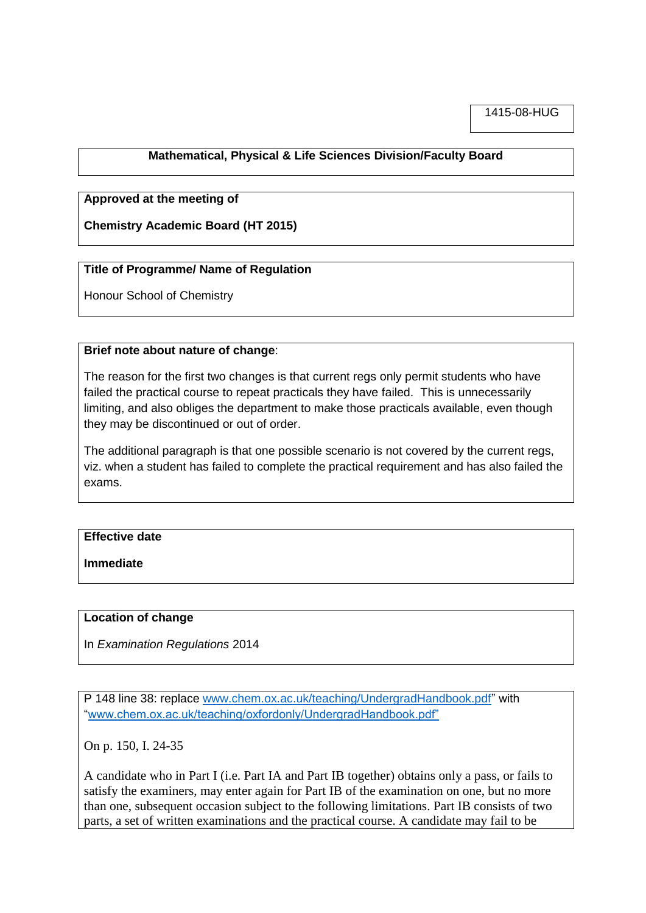1415-08-HUG

**Mathematical, Physical & Life Sciences Division/Faculty Board**

**Approved at the meeting of**

**Chemistry Academic Board (HT 2015)**

**Title of Programme/ Name of Regulation**

Honour School of Chemistry

**Brief note about nature of change**:

The reason for the first two changes is that current regs only permit students who have failed the practical course to repeat practicals they have failed. This is unnecessarily limiting, and also obliges the department to make those practicals available, even though they may be discontinued or out of order.

The additional paragraph is that one possible scenario is not covered by the current regs, viz. when a student has failed to complete the practical requirement and has also failed the exams.

**Effective date**

**Immediate**

**Location of change**

In *Examination Regulations* 2014

P 148 line 38: replace www.chem.ox.ac.uk/teaching/UndergradHandbook.pdf" with "www.chem.ox.ac.uk/teaching/oxfordonly/UndergradHandbook.pdf"

On p. 150, I. 24-35

A candidate who in Part I (i.e. Part IA and Part IB together) obtains only a pass, or fails to satisfy the examiners, may enter again for Part IB of the examination on one, but no more than one, subsequent occasion subject to the following limitations. Part IB consists of two parts, a set of written examinations and the practical course. A candidate may fail to be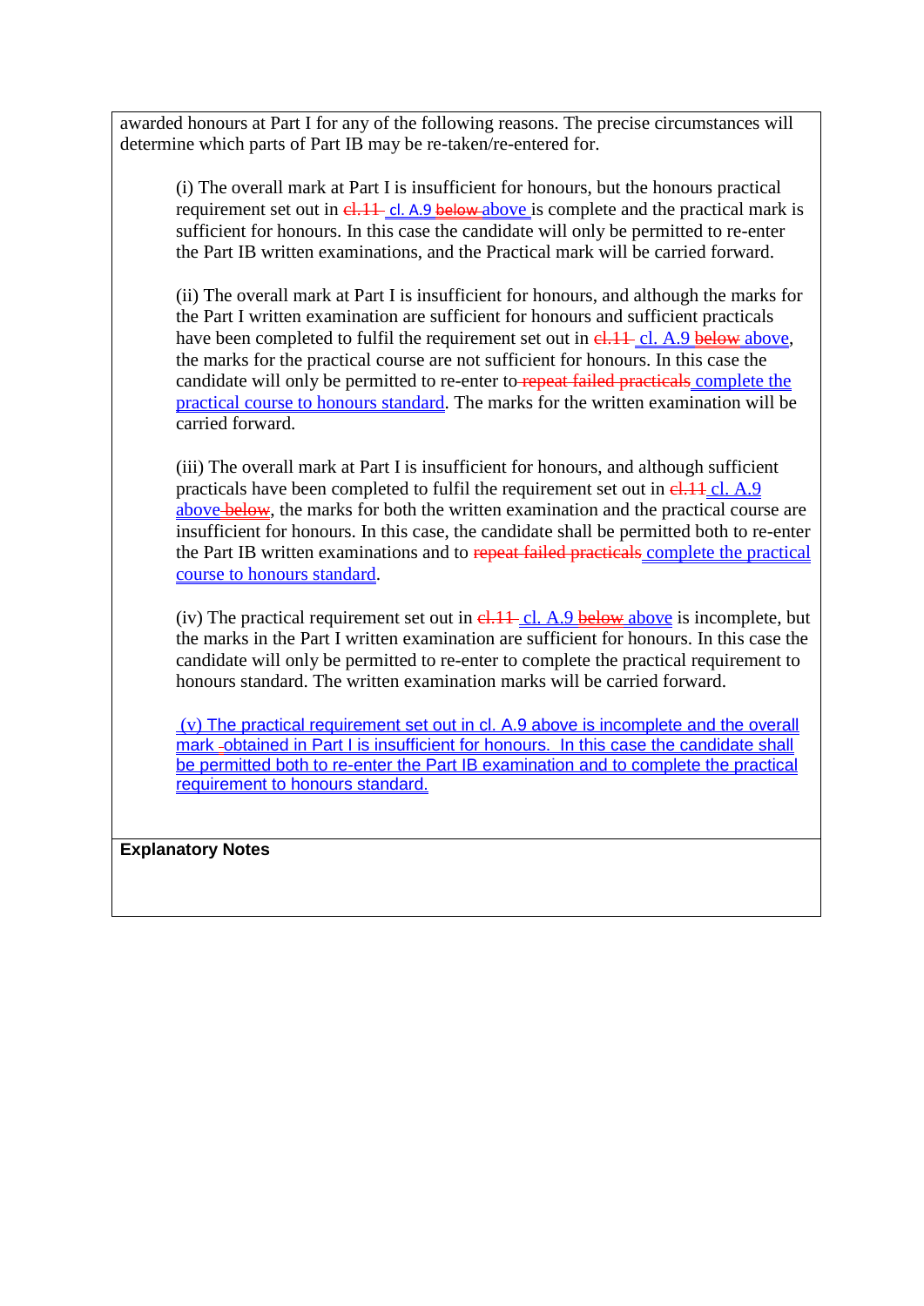awarded honours at Part I for any of the following reasons. The precise circumstances will determine which parts of Part IB may be re-taken/re-entered for.

(i) The overall mark at Part I is insufficient for honours, but the honours practical requirement set out in ~~cl.11~~ cl. A.9 ~~below~~ above is complete and the practical mark is sufficient for honours. In this case the candidate will only be permitted to re-enter the Part IB written examinations, and the Practical mark will be carried forward.

(ii) The overall mark at Part I is insufficient for honours, and although the marks for the Part I written examination are sufficient for honours and sufficient practicals have been completed to fulfil the requirement set out in ~~cl.11~~ cl. A.9 ~~below~~ above, the marks for the practical course are not sufficient for honours. In this case the candidate will only be permitted to re-enter to ~~repeat failed practicals~~ complete the practical course to honours standard. The marks for the written examination will be carried forward.

(iii) The overall mark at Part I is insufficient for honours, and although sufficient practicals have been completed to fulfil the requirement set out in ~~cl.11~~ cl. A.9 above ~~below~~, the marks for both the written examination and the practical course are insufficient for honours. In this case, the candidate shall be permitted both to re-enter the Part IB written examinations and to ~~repeat failed practicals~~ complete the practical course to honours standard.

(iv) The practical requirement set out in ~~cl.11~~ cl. A.9 ~~below~~ above is incomplete, but the marks in the Part I written examination are sufficient for honours. In this case the candidate will only be permitted to re-enter to complete the practical requirement to honours standard. The written examination marks will be carried forward.

(v) The practical requirement set out in cl. A.9 above is incomplete and the overall mark obtained in Part I is insufficient for honours. In this case the candidate shall be permitted both to re-enter the Part IB examination and to complete the practical requirement to honours standard.

**Explanatory Notes**